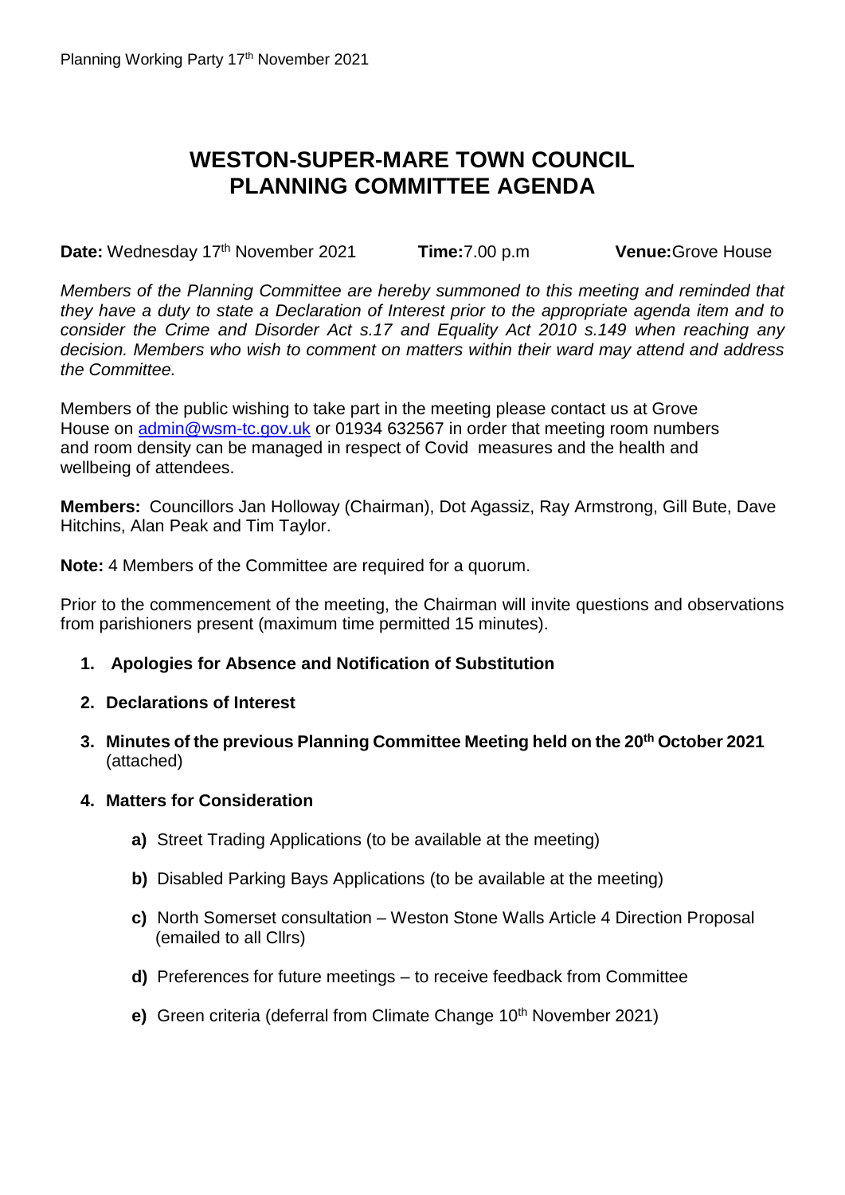# WESTON-SUPER-MARE TOWN COUNCIL
# PLANNING COMMITTEE AGENDA

**Date:** Wednesday 17th November 2021 **Time:** 7.00 p.m **Venue:** Grove House

*Members of the Planning Committee are hereby summoned to this meeting and reminded that they have a duty to state a Declaration of Interest prior to the appropriate agenda item and to consider the Crime and Disorder Act s.17 and Equality Act 2010 s.149 when reaching any decision. Members who wish to comment on matters within their ward may attend and address the Committee.*

Members of the public wishing to take part in the meeting please contact us at Grove House on admin@wsm-tc.gov.uk or 01934 632567 in order that meeting room numbers and room density can be managed in respect of Covid measures and the health and wellbeing of attendees.

**Members:** Councillors Jan Holloway (Chairman), Dot Agassiz, Ray Armstrong, Gill Bute, Dave Hitchins, Alan Peak and Tim Taylor.

**Note:** 4 Members of the Committee are required for a quorum.

Prior to the commencement of the meeting, the Chairman will invite questions and observations from parishioners present (maximum time permitted 15 minutes).

1. **Apologies for Absence and Notification of Substitution**
2. **Declarations of Interest**
3. **Minutes of the previous Planning Committee Meeting held on the 20th October 2021** (attached)
4. **Matters for Consideration**
   - **a)** Street Trading Applications (to be available at the meeting)
   - **b)** Disabled Parking Bays Applications (to be available at the meeting)
   - **c)** North Somerset consultation – Weston Stone Walls Article 4 Direction Proposal (emailed to all Cllrs)
   - **d)** Preferences for future meetings – to receive feedback from Committee
   - **e)** Green criteria (deferral from Climate Change 10th November 2021)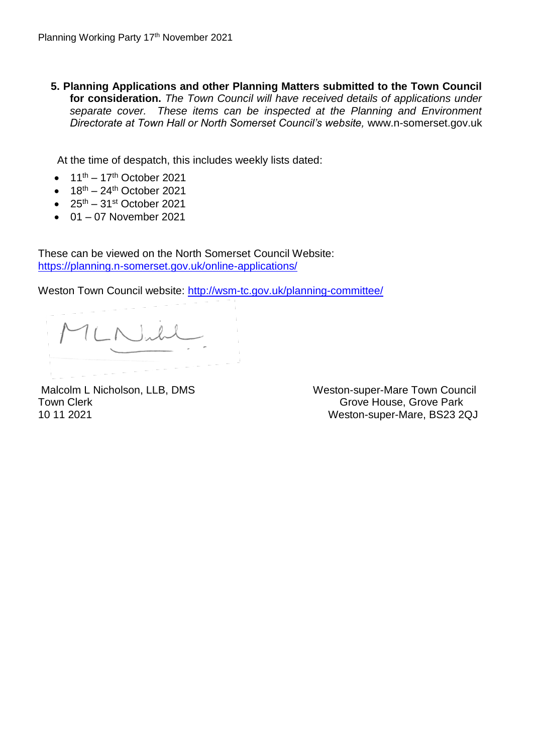**5. Planning Applications and other Planning Matters submitted to the Town Council for consideration.** *The Town Council will have received details of applications under separate cover. These items can be inspected at the Planning and Environment Directorate at Town Hall or North Somerset Council's website,* www.n-somerset.gov.uk

At the time of despatch, this includes weekly lists dated:

- 11th – 17th October 2021
- 18th – 24th October 2021
- 25th – 31st October 2021
- 01 – 07 November 2021

These can be viewed on the North Somerset Council Website:
https://planning.n-somerset.gov.uk/online-applications/

Weston Town Council website: http://wsm-tc.gov.uk/planning-committee/

Malcolm L Nicholson, LLB, DMS
Town Clerk
10 11 2021

Weston-super-Mare Town Council
Grove House, Grove Park
Weston-super-Mare, BS23 2QJ